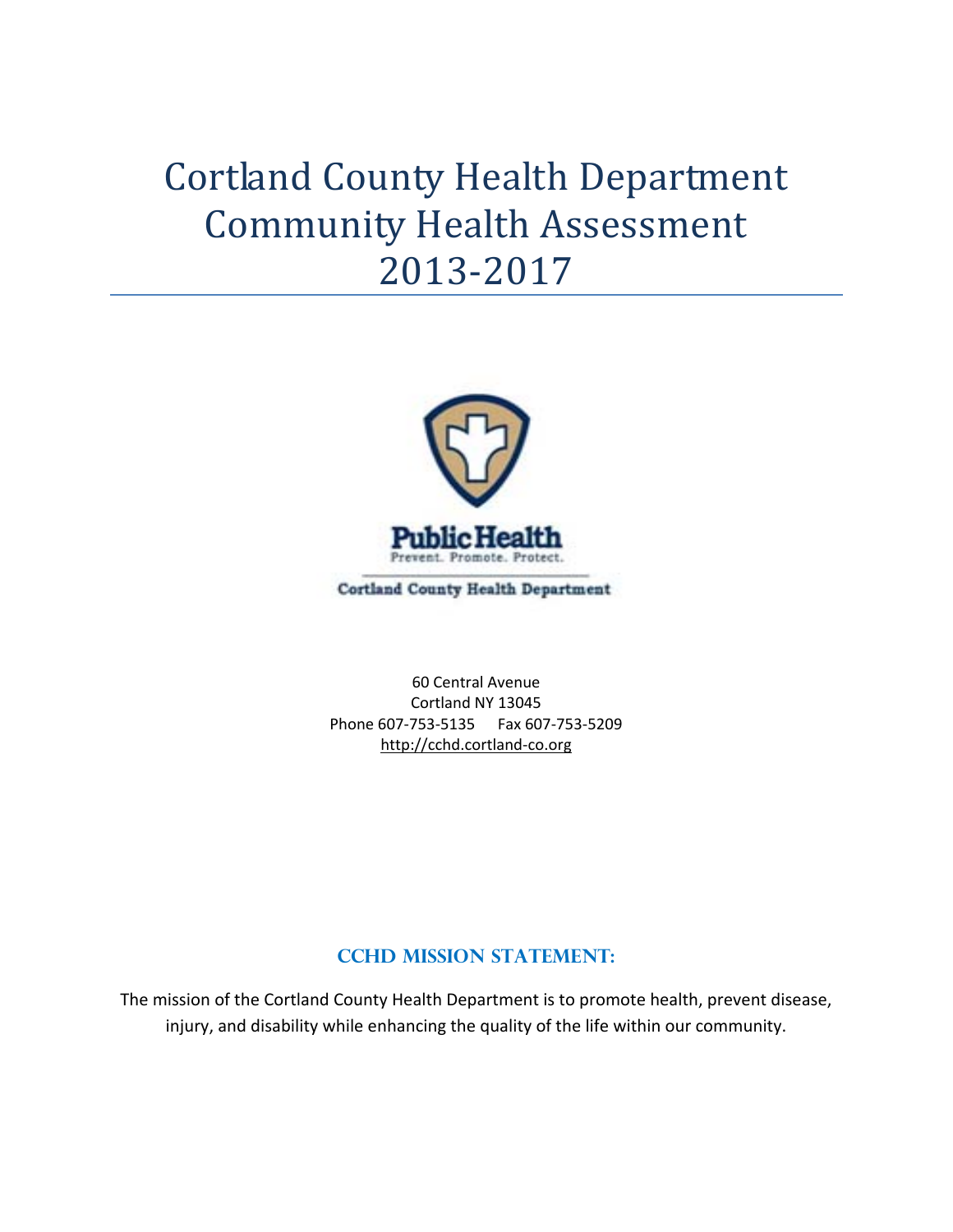# Cortland County Health Department Community Health Assessment 2013-2017

Public Health
Prevent. Promote. Protect.

Cortland County Health Department

60 Central Avenue
Cortland NY 13045
Phone 607-753-5135 Fax 607-753-5209
http://cchd.cortland-co.org

## CCHD Mission Statement:

The mission of the Cortland County Health Department is to promote health, prevent disease, injury, and disability while enhancing the quality of the life within our community.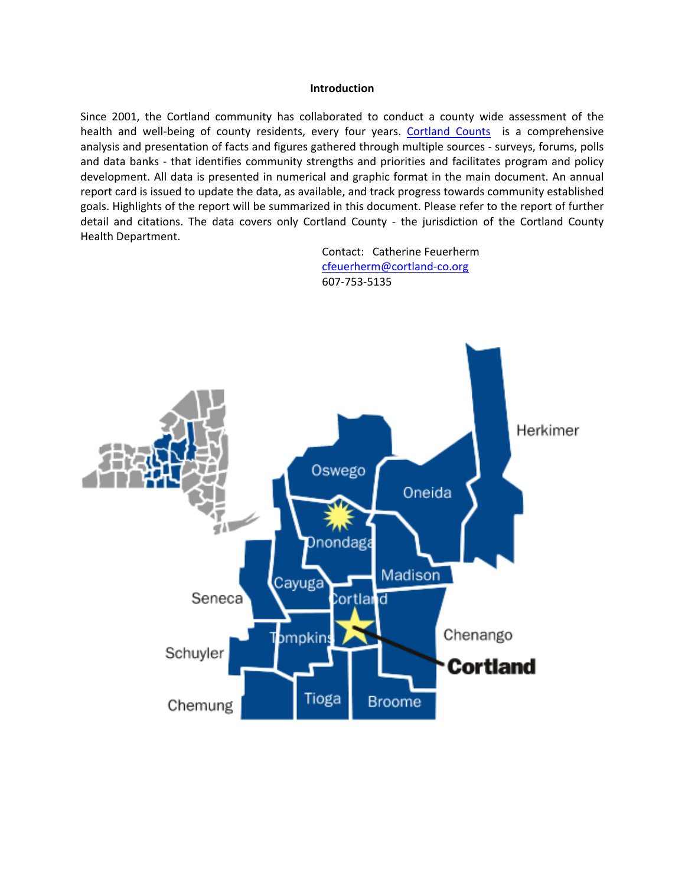**Introduction**

Since 2001, the Cortland community has collaborated to conduct a county wide assessment of the health and well-being of county residents, every four years. Cortland Counts is a comprehensive analysis and presentation of facts and figures gathered through multiple sources - surveys, forums, polls and data banks - that identifies community strengths and priorities and facilitates program and policy development. All data is presented in numerical and graphic format in the main document. An annual report card is issued to update the data, as available, and track progress towards community established goals. Highlights of the report will be summarized in this document. Please refer to the report of further detail and citations. The data covers only Cortland County - the jurisdiction of the Cortland County Health Department.

Contact: Catherine Feuerherm
cfeuerherm@cortland-co.org
607-753-5135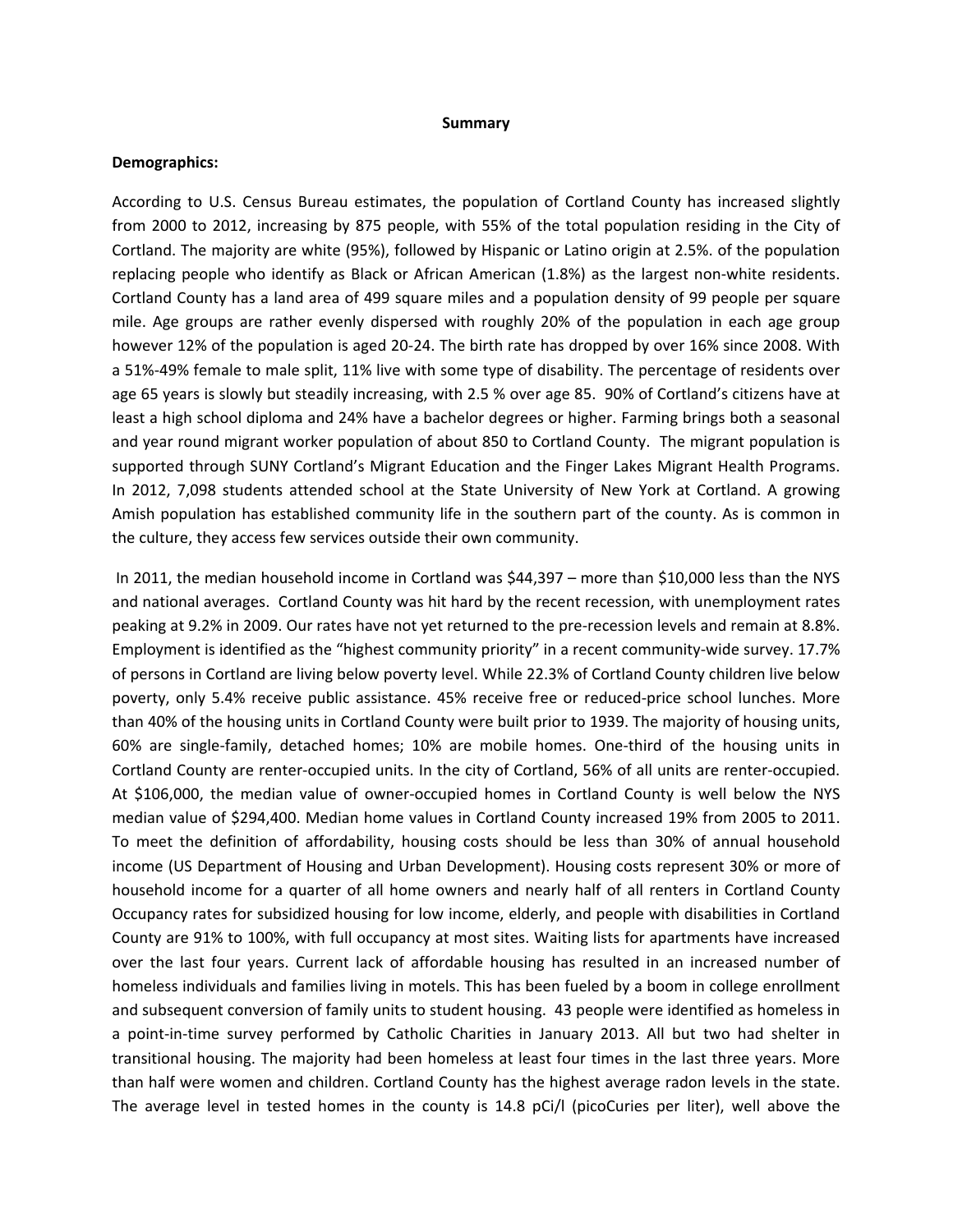**Summary**

**Demographics:**

According to U.S. Census Bureau estimates, the population of Cortland County has increased slightly from 2000 to 2012, increasing by 875 people, with 55% of the total population residing in the City of Cortland. The majority are white (95%), followed by Hispanic or Latino origin at 2.5%. of the population replacing people who identify as Black or African American (1.8%) as the largest non-white residents. Cortland County has a land area of 499 square miles and a population density of 99 people per square mile. Age groups are rather evenly dispersed with roughly 20% of the population in each age group however 12% of the population is aged 20-24. The birth rate has dropped by over 16% since 2008. With a 51%-49% female to male split, 11% live with some type of disability. The percentage of residents over age 65 years is slowly but steadily increasing, with 2.5 % over age 85. 90% of Cortland's citizens have at least a high school diploma and 24% have a bachelor degrees or higher. Farming brings both a seasonal and year round migrant worker population of about 850 to Cortland County. The migrant population is supported through SUNY Cortland's Migrant Education and the Finger Lakes Migrant Health Programs. In 2012, 7,098 students attended school at the State University of New York at Cortland. A growing Amish population has established community life in the southern part of the county. As is common in the culture, they access few services outside their own community.

In 2011, the median household income in Cortland was $44,397 – more than $10,000 less than the NYS and national averages. Cortland County was hit hard by the recent recession, with unemployment rates peaking at 9.2% in 2009. Our rates have not yet returned to the pre-recession levels and remain at 8.8%. Employment is identified as the "highest community priority" in a recent community-wide survey. 17.7% of persons in Cortland are living below poverty level. While 22.3% of Cortland County children live below poverty, only 5.4% receive public assistance. 45% receive free or reduced-price school lunches. More than 40% of the housing units in Cortland County were built prior to 1939. The majority of housing units, 60% are single-family, detached homes; 10% are mobile homes. One-third of the housing units in Cortland County are renter-occupied units. In the city of Cortland, 56% of all units are renter-occupied. At $106,000, the median value of owner-occupied homes in Cortland County is well below the NYS median value of $294,400. Median home values in Cortland County increased 19% from 2005 to 2011. To meet the definition of affordability, housing costs should be less than 30% of annual household income (US Department of Housing and Urban Development). Housing costs represent 30% or more of household income for a quarter of all home owners and nearly half of all renters in Cortland County Occupancy rates for subsidized housing for low income, elderly, and people with disabilities in Cortland County are 91% to 100%, with full occupancy at most sites. Waiting lists for apartments have increased over the last four years. Current lack of affordable housing has resulted in an increased number of homeless individuals and families living in motels. This has been fueled by a boom in college enrollment and subsequent conversion of family units to student housing. 43 people were identified as homeless in a point-in-time survey performed by Catholic Charities in January 2013. All but two had shelter in transitional housing. The majority had been homeless at least four times in the last three years. More than half were women and children. Cortland County has the highest average radon levels in the state. The average level in tested homes in the county is 14.8 pCi/l (picoCuries per liter), well above the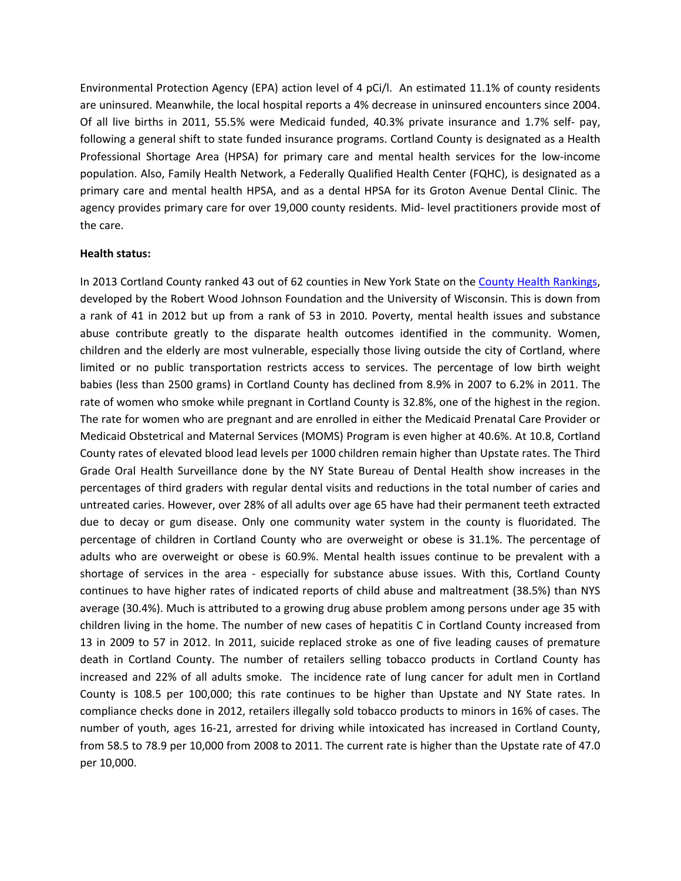Environmental Protection Agency (EPA) action level of 4 pCi/l. An estimated 11.1% of county residents are uninsured. Meanwhile, the local hospital reports a 4% decrease in uninsured encounters since 2004. Of all live births in 2011, 55.5% were Medicaid funded, 40.3% private insurance and 1.7% self- pay, following a general shift to state funded insurance programs. Cortland County is designated as a Health Professional Shortage Area (HPSA) for primary care and mental health services for the low-income population. Also, Family Health Network, a Federally Qualified Health Center (FQHC), is designated as a primary care and mental health HPSA, and as a dental HPSA for its Groton Avenue Dental Clinic. The agency provides primary care for over 19,000 county residents. Mid- level practitioners provide most of the care.

**Health status:**

In 2013 Cortland County ranked 43 out of 62 counties in New York State on the County Health Rankings, developed by the Robert Wood Johnson Foundation and the University of Wisconsin. This is down from a rank of 41 in 2012 but up from a rank of 53 in 2010. Poverty, mental health issues and substance abuse contribute greatly to the disparate health outcomes identified in the community. Women, children and the elderly are most vulnerable, especially those living outside the city of Cortland, where limited or no public transportation restricts access to services. The percentage of low birth weight babies (less than 2500 grams) in Cortland County has declined from 8.9% in 2007 to 6.2% in 2011. The rate of women who smoke while pregnant in Cortland County is 32.8%, one of the highest in the region. The rate for women who are pregnant and are enrolled in either the Medicaid Prenatal Care Provider or Medicaid Obstetrical and Maternal Services (MOMS) Program is even higher at 40.6%. At 10.8, Cortland County rates of elevated blood lead levels per 1000 children remain higher than Upstate rates. The Third Grade Oral Health Surveillance done by the NY State Bureau of Dental Health show increases in the percentages of third graders with regular dental visits and reductions in the total number of caries and untreated caries. However, over 28% of all adults over age 65 have had their permanent teeth extracted due to decay or gum disease. Only one community water system in the county is fluoridated. The percentage of children in Cortland County who are overweight or obese is 31.1%. The percentage of adults who are overweight or obese is 60.9%. Mental health issues continue to be prevalent with a shortage of services in the area - especially for substance abuse issues. With this, Cortland County continues to have higher rates of indicated reports of child abuse and maltreatment (38.5%) than NYS average (30.4%). Much is attributed to a growing drug abuse problem among persons under age 35 with children living in the home. The number of new cases of hepatitis C in Cortland County increased from 13 in 2009 to 57 in 2012. In 2011, suicide replaced stroke as one of five leading causes of premature death in Cortland County. The number of retailers selling tobacco products in Cortland County has increased and 22% of all adults smoke. The incidence rate of lung cancer for adult men in Cortland County is 108.5 per 100,000; this rate continues to be higher than Upstate and NY State rates. In compliance checks done in 2012, retailers illegally sold tobacco products to minors in 16% of cases. The number of youth, ages 16-21, arrested for driving while intoxicated has increased in Cortland County, from 58.5 to 78.9 per 10,000 from 2008 to 2011. The current rate is higher than the Upstate rate of 47.0 per 10,000.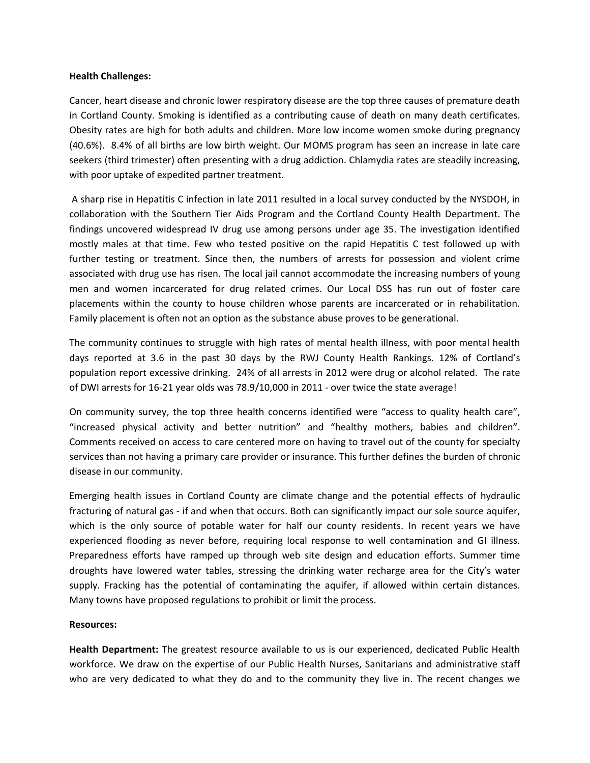**Health Challenges:**

Cancer, heart disease and chronic lower respiratory disease are the top three causes of premature death in Cortland County. Smoking is identified as a contributing cause of death on many death certificates. Obesity rates are high for both adults and children. More low income women smoke during pregnancy (40.6%). 8.4% of all births are low birth weight. Our MOMS program has seen an increase in late care seekers (third trimester) often presenting with a drug addiction. Chlamydia rates are steadily increasing, with poor uptake of expedited partner treatment.

A sharp rise in Hepatitis C infection in late 2011 resulted in a local survey conducted by the NYSDOH, in collaboration with the Southern Tier Aids Program and the Cortland County Health Department. The findings uncovered widespread IV drug use among persons under age 35. The investigation identified mostly males at that time. Few who tested positive on the rapid Hepatitis C test followed up with further testing or treatment. Since then, the numbers of arrests for possession and violent crime associated with drug use has risen. The local jail cannot accommodate the increasing numbers of young men and women incarcerated for drug related crimes. Our Local DSS has run out of foster care placements within the county to house children whose parents are incarcerated or in rehabilitation. Family placement is often not an option as the substance abuse proves to be generational.

The community continues to struggle with high rates of mental health illness, with poor mental health days reported at 3.6 in the past 30 days by the RWJ County Health Rankings. 12% of Cortland's population report excessive drinking. 24% of all arrests in 2012 were drug or alcohol related. The rate of DWI arrests for 16-21 year olds was 78.9/10,000 in 2011 - over twice the state average!

On community survey, the top three health concerns identified were "access to quality health care", "increased physical activity and better nutrition" and "healthy mothers, babies and children". Comments received on access to care centered more on having to travel out of the county for specialty services than not having a primary care provider or insurance. This further defines the burden of chronic disease in our community.

Emerging health issues in Cortland County are climate change and the potential effects of hydraulic fracturing of natural gas - if and when that occurs. Both can significantly impact our sole source aquifer, which is the only source of potable water for half our county residents. In recent years we have experienced flooding as never before, requiring local response to well contamination and GI illness. Preparedness efforts have ramped up through web site design and education efforts. Summer time droughts have lowered water tables, stressing the drinking water recharge area for the City's water supply. Fracking has the potential of contaminating the aquifer, if allowed within certain distances. Many towns have proposed regulations to prohibit or limit the process.

**Resources:**

**Health Department:** The greatest resource available to us is our experienced, dedicated Public Health workforce. We draw on the expertise of our Public Health Nurses, Sanitarians and administrative staff who are very dedicated to what they do and to the community they live in. The recent changes we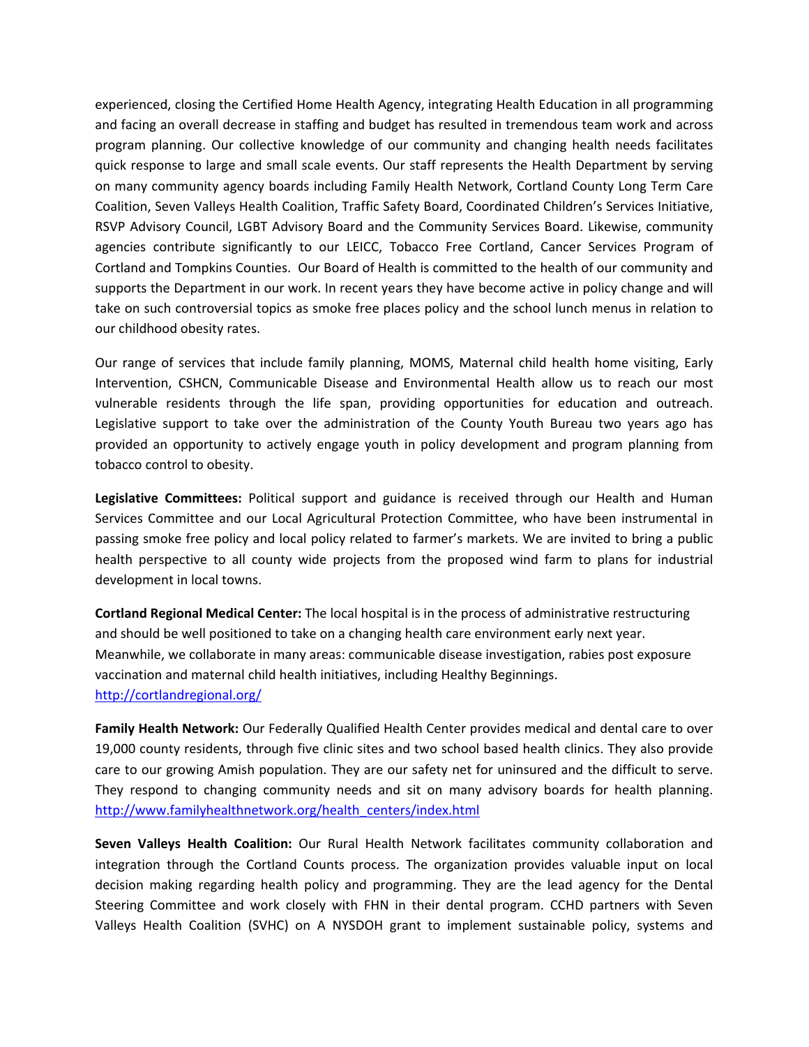experienced, closing the Certified Home Health Agency, integrating Health Education in all programming and facing an overall decrease in staffing and budget has resulted in tremendous team work and across program planning. Our collective knowledge of our community and changing health needs facilitates quick response to large and small scale events. Our staff represents the Health Department by serving on many community agency boards including Family Health Network, Cortland County Long Term Care Coalition, Seven Valleys Health Coalition, Traffic Safety Board, Coordinated Children's Services Initiative, RSVP Advisory Council, LGBT Advisory Board and the Community Services Board. Likewise, community agencies contribute significantly to our LEICC, Tobacco Free Cortland, Cancer Services Program of Cortland and Tompkins Counties. Our Board of Health is committed to the health of our community and supports the Department in our work. In recent years they have become active in policy change and will take on such controversial topics as smoke free places policy and the school lunch menus in relation to our childhood obesity rates.

Our range of services that include family planning, MOMS, Maternal child health home visiting, Early Intervention, CSHCN, Communicable Disease and Environmental Health allow us to reach our most vulnerable residents through the life span, providing opportunities for education and outreach. Legislative support to take over the administration of the County Youth Bureau two years ago has provided an opportunity to actively engage youth in policy development and program planning from tobacco control to obesity.

**Legislative Committees:** Political support and guidance is received through our Health and Human Services Committee and our Local Agricultural Protection Committee, who have been instrumental in passing smoke free policy and local policy related to farmer's markets. We are invited to bring a public health perspective to all county wide projects from the proposed wind farm to plans for industrial development in local towns.

**Cortland Regional Medical Center:** The local hospital is in the process of administrative restructuring and should be well positioned to take on a changing health care environment early next year. Meanwhile, we collaborate in many areas: communicable disease investigation, rabies post exposure vaccination and maternal child health initiatives, including Healthy Beginnings. http://cortlandregional.org/

**Family Health Network:** Our Federally Qualified Health Center provides medical and dental care to over 19,000 county residents, through five clinic sites and two school based health clinics. They also provide care to our growing Amish population. They are our safety net for uninsured and the difficult to serve. They respond to changing community needs and sit on many advisory boards for health planning. http://www.familyhealthnetwork.org/health_centers/index.html

**Seven Valleys Health Coalition:** Our Rural Health Network facilitates community collaboration and integration through the Cortland Counts process. The organization provides valuable input on local decision making regarding health policy and programming. They are the lead agency for the Dental Steering Committee and work closely with FHN in their dental program. CCHD partners with Seven Valleys Health Coalition (SVHC) on A NYSDOH grant to implement sustainable policy, systems and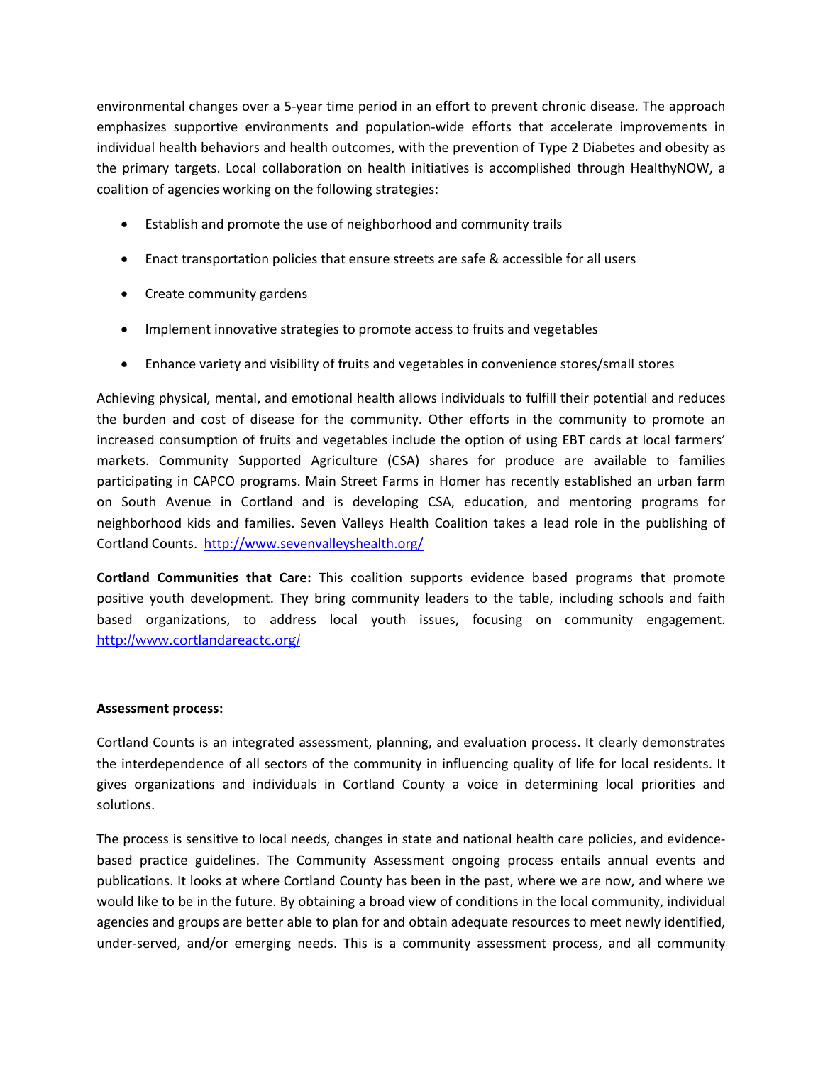environmental changes over a 5-year time period in an effort to prevent chronic disease. The approach emphasizes supportive environments and population-wide efforts that accelerate improvements in individual health behaviors and health outcomes, with the prevention of Type 2 Diabetes and obesity as the primary targets. Local collaboration on health initiatives is accomplished through HealthyNOW, a coalition of agencies working on the following strategies:

- Establish and promote the use of neighborhood and community trails
- Enact transportation policies that ensure streets are safe & accessible for all users
- Create community gardens
- Implement innovative strategies to promote access to fruits and vegetables
- Enhance variety and visibility of fruits and vegetables in convenience stores/small stores

Achieving physical, mental, and emotional health allows individuals to fulfill their potential and reduces the burden and cost of disease for the community. Other efforts in the community to promote an increased consumption of fruits and vegetables include the option of using EBT cards at local farmers' markets. Community Supported Agriculture (CSA) shares for produce are available to families participating in CAPCO programs. Main Street Farms in Homer has recently established an urban farm on South Avenue in Cortland and is developing CSA, education, and mentoring programs for neighborhood kids and families. Seven Valleys Health Coalition takes a lead role in the publishing of Cortland Counts. [http://www.sevenvalleyshealth.org/](http://www.sevenvalleyshealth.org/)

**Cortland Communities that Care:** This coalition supports evidence based programs that promote positive youth development. They bring community leaders to the table, including schools and faith based organizations, to address local youth issues, focusing on community engagement. [http://www.cortlandareactc.org/](http://www.cortlandareactc.org/)

**Assessment process:**

Cortland Counts is an integrated assessment, planning, and evaluation process. It clearly demonstrates the interdependence of all sectors of the community in influencing quality of life for local residents. It gives organizations and individuals in Cortland County a voice in determining local priorities and solutions.

The process is sensitive to local needs, changes in state and national health care policies, and evidence-based practice guidelines. The Community Assessment ongoing process entails annual events and publications. It looks at where Cortland County has been in the past, where we are now, and where we would like to be in the future. By obtaining a broad view of conditions in the local community, individual agencies and groups are better able to plan for and obtain adequate resources to meet newly identified, under-served, and/or emerging needs. This is a community assessment process, and all community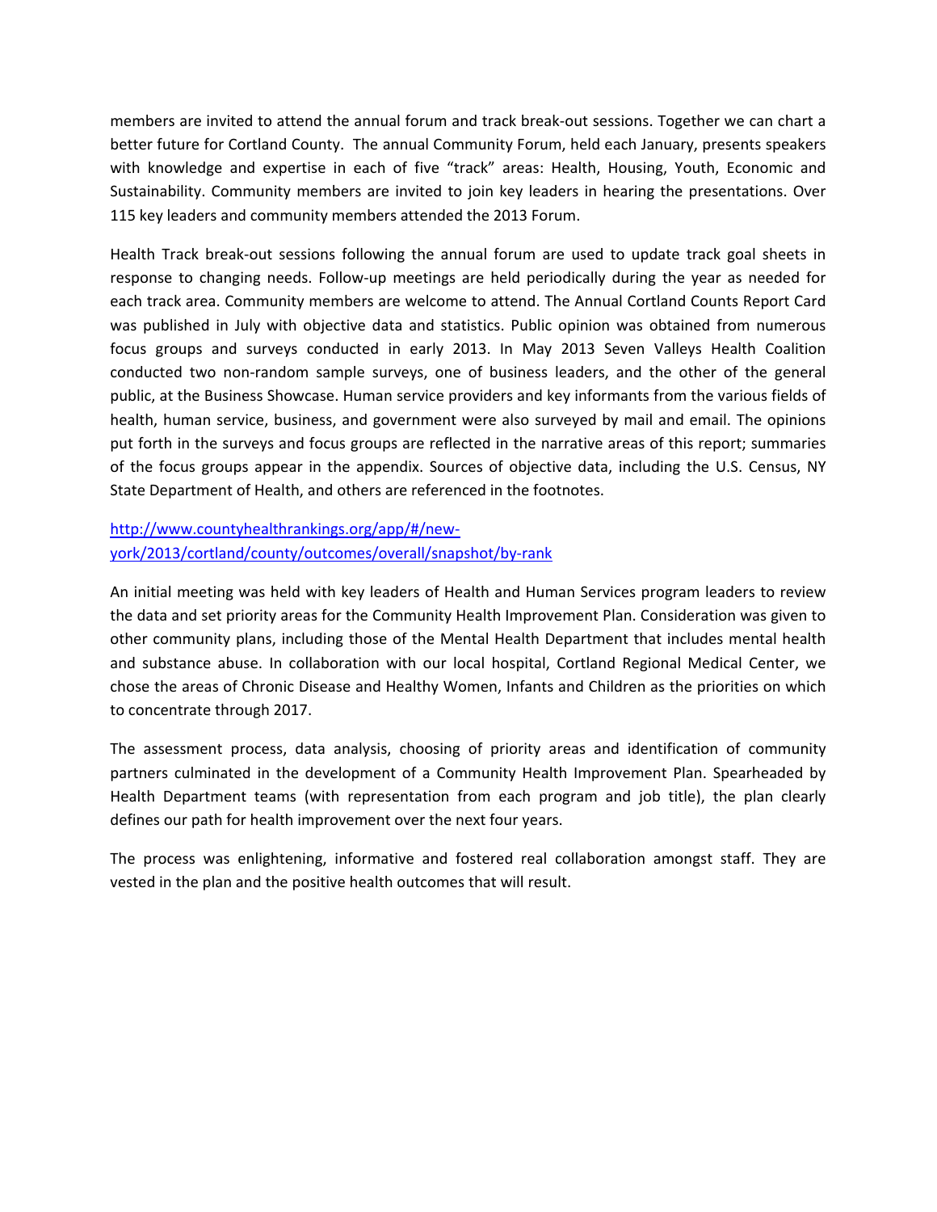members are invited to attend the annual forum and track break-out sessions. Together we can chart a better future for Cortland County. The annual Community Forum, held each January, presents speakers with knowledge and expertise in each of five "track" areas: Health, Housing, Youth, Economic and Sustainability. Community members are invited to join key leaders in hearing the presentations. Over 115 key leaders and community members attended the 2013 Forum.

Health Track break-out sessions following the annual forum are used to update track goal sheets in response to changing needs. Follow-up meetings are held periodically during the year as needed for each track area. Community members are welcome to attend. The Annual Cortland Counts Report Card was published in July with objective data and statistics. Public opinion was obtained from numerous focus groups and surveys conducted in early 2013. In May 2013 Seven Valleys Health Coalition conducted two non-random sample surveys, one of business leaders, and the other of the general public, at the Business Showcase. Human service providers and key informants from the various fields of health, human service, business, and government were also surveyed by mail and email. The opinions put forth in the surveys and focus groups are reflected in the narrative areas of this report; summaries of the focus groups appear in the appendix. Sources of objective data, including the U.S. Census, NY State Department of Health, and others are referenced in the footnotes.

http://www.countyhealthrankings.org/app/#/new-york/2013/cortland/county/outcomes/overall/snapshot/by-rank

An initial meeting was held with key leaders of Health and Human Services program leaders to review the data and set priority areas for the Community Health Improvement Plan. Consideration was given to other community plans, including those of the Mental Health Department that includes mental health and substance abuse. In collaboration with our local hospital, Cortland Regional Medical Center, we chose the areas of Chronic Disease and Healthy Women, Infants and Children as the priorities on which to concentrate through 2017.

The assessment process, data analysis, choosing of priority areas and identification of community partners culminated in the development of a Community Health Improvement Plan. Spearheaded by Health Department teams (with representation from each program and job title), the plan clearly defines our path for health improvement over the next four years.

The process was enlightening, informative and fostered real collaboration amongst staff. They are vested in the plan and the positive health outcomes that will result.